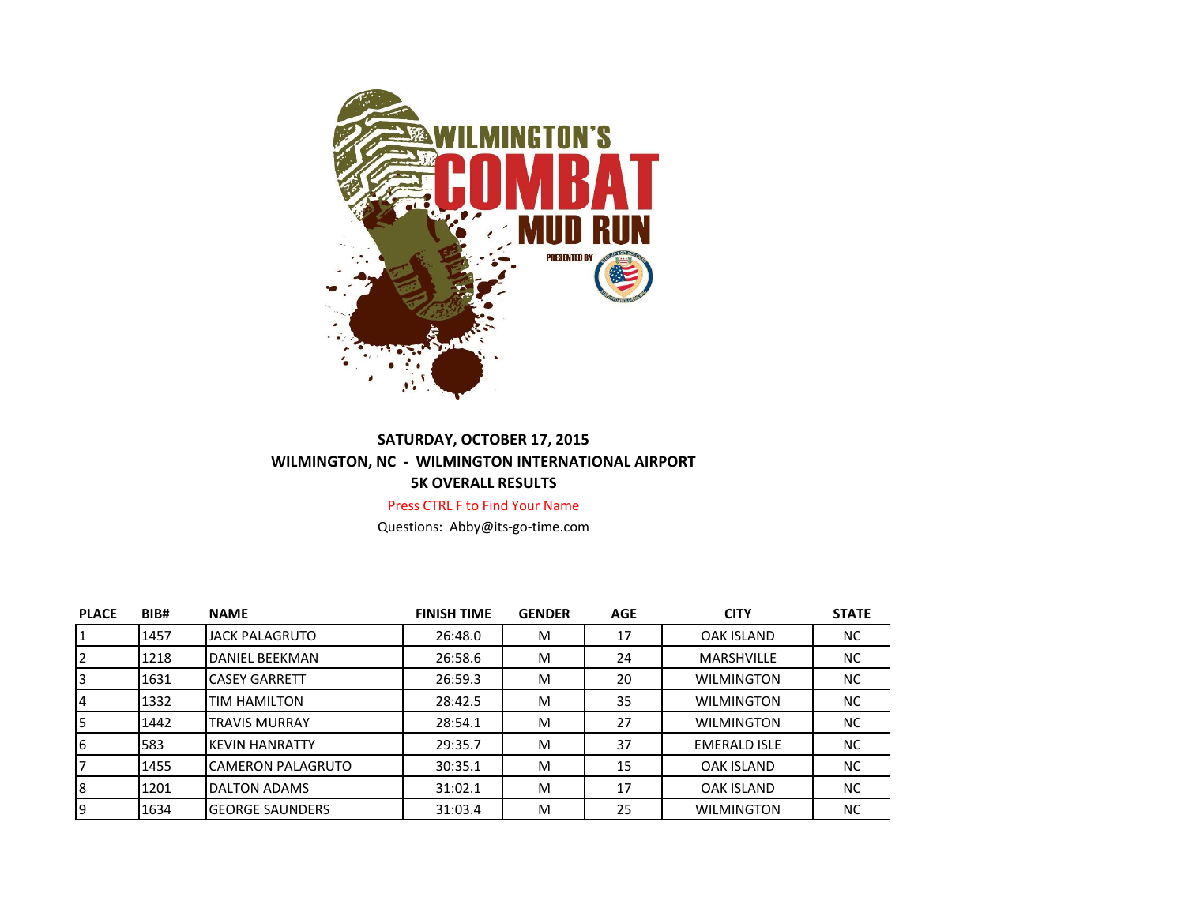# WILMINGTON'S COMBAT MUD RUN

PRESENTED BY

**SATURDAY, OCTOBER 17, 2015**

**WILMINGTON, NC - WILMINGTON INTERNATIONAL AIRPORT**

**5K OVERALL RESULTS**

Press CTRL F to Find Your Name

Questions: Abby@its-go-time.com

| PLACE | BIB# | NAME | FINISH TIME | GENDER | AGE | CITY | STATE |
|---|---|---|---|---|---|---|---|
| 1 | 1457 | JACK PALAGRUTO | 26:48.0 | M | 17 | OAK ISLAND | NC |
| 2 | 1218 | DANIEL BEEKMAN | 26:58.6 | M | 24 | MARSHVILLE | NC |
| 3 | 1631 | CASEY GARRETT | 26:59.3 | M | 20 | WILMINGTON | NC |
| 4 | 1332 | TIM HAMILTON | 28:42.5 | M | 35 | WILMINGTON | NC |
| 5 | 1442 | TRAVIS MURRAY | 28:54.1 | M | 27 | WILMINGTON | NC |
| 6 | 583 | KEVIN HANRATTY | 29:35.7 | M | 37 | EMERALD ISLE | NC |
| 7 | 1455 | CAMERON PALAGRUTO | 30:35.1 | M | 15 | OAK ISLAND | NC |
| 8 | 1201 | DALTON ADAMS | 31:02.1 | M | 17 | OAK ISLAND | NC |
| 9 | 1634 | GEORGE SAUNDERS | 31:03.4 | M | 25 | WILMINGTON | NC |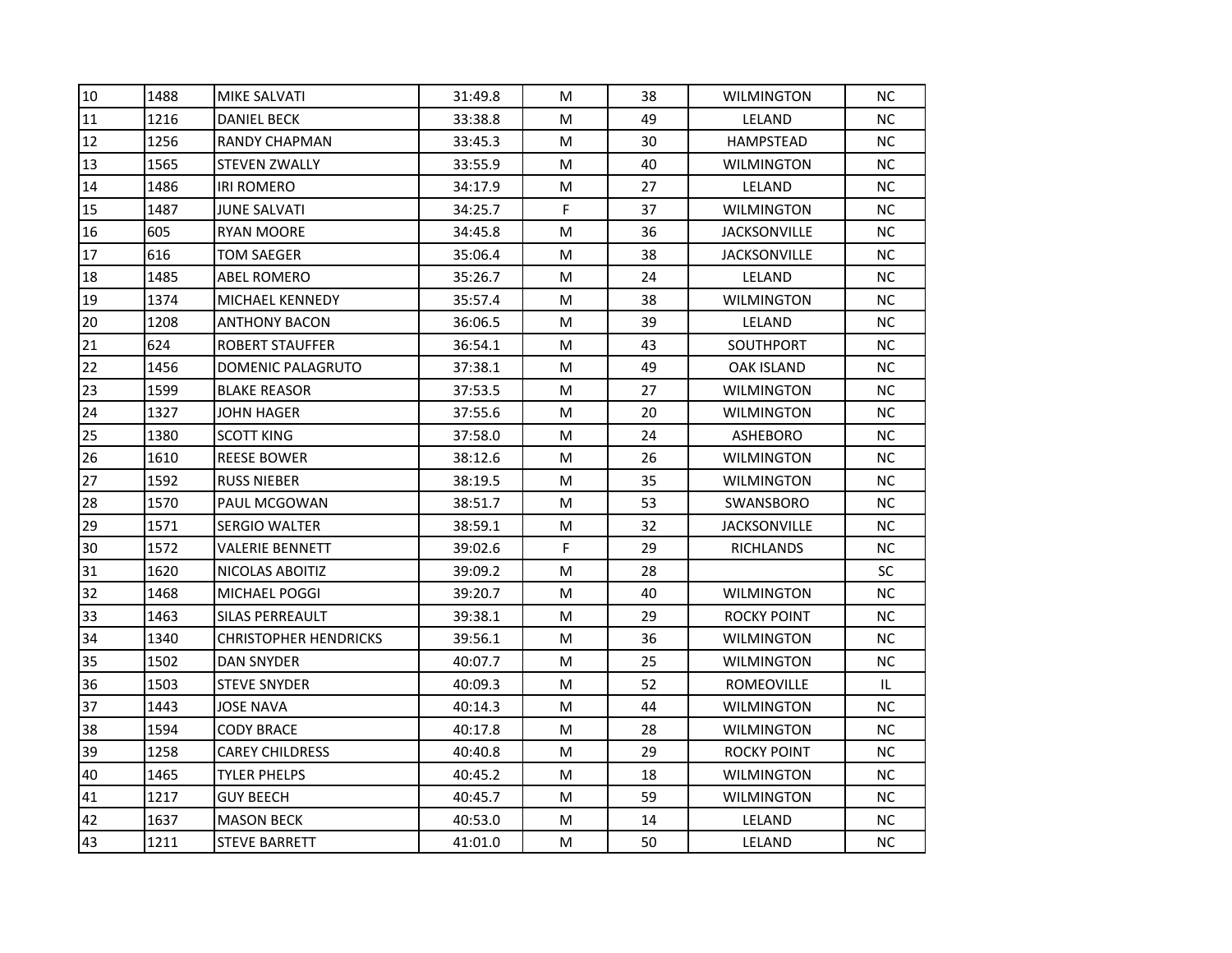| 10 | 1488 | MIKE SALVATI | 31:49.8 | M | 38 | WILMINGTON | NC |
|---|---|---|---|---|---|---|---|
| 11 | 1216 | DANIEL BECK | 33:38.8 | M | 49 | LELAND | NC |
| 12 | 1256 | RANDY CHAPMAN | 33:45.3 | M | 30 | HAMPSTEAD | NC |
| 13 | 1565 | STEVEN ZWALLY | 33:55.9 | M | 40 | WILMINGTON | NC |
| 14 | 1486 | IRI ROMERO | 34:17.9 | M | 27 | LELAND | NC |
| 15 | 1487 | JUNE SALVATI | 34:25.7 | F | 37 | WILMINGTON | NC |
| 16 | 605 | RYAN MOORE | 34:45.8 | M | 36 | JACKSONVILLE | NC |
| 17 | 616 | TOM SAEGER | 35:06.4 | M | 38 | JACKSONVILLE | NC |
| 18 | 1485 | ABEL ROMERO | 35:26.7 | M | 24 | LELAND | NC |
| 19 | 1374 | MICHAEL KENNEDY | 35:57.4 | M | 38 | WILMINGTON | NC |
| 20 | 1208 | ANTHONY BACON | 36:06.5 | M | 39 | LELAND | NC |
| 21 | 624 | ROBERT STAUFFER | 36:54.1 | M | 43 | SOUTHPORT | NC |
| 22 | 1456 | DOMENIC PALAGRUTO | 37:38.1 | M | 49 | OAK ISLAND | NC |
| 23 | 1599 | BLAKE REASOR | 37:53.5 | M | 27 | WILMINGTON | NC |
| 24 | 1327 | JOHN HAGER | 37:55.6 | M | 20 | WILMINGTON | NC |
| 25 | 1380 | SCOTT KING | 37:58.0 | M | 24 | ASHEBORO | NC |
| 26 | 1610 | REESE BOWER | 38:12.6 | M | 26 | WILMINGTON | NC |
| 27 | 1592 | RUSS NIEBER | 38:19.5 | M | 35 | WILMINGTON | NC |
| 28 | 1570 | PAUL MCGOWAN | 38:51.7 | M | 53 | SWANSBORO | NC |
| 29 | 1571 | SERGIO WALTER | 38:59.1 | M | 32 | JACKSONVILLE | NC |
| 30 | 1572 | VALERIE BENNETT | 39:02.6 | F | 29 | RICHLANDS | NC |
| 31 | 1620 | NICOLAS ABOITIZ | 39:09.2 | M | 28 | | SC |
| 32 | 1468 | MICHAEL POGGI | 39:20.7 | M | 40 | WILMINGTON | NC |
| 33 | 1463 | SILAS PERREAULT | 39:38.1 | M | 29 | ROCKY POINT | NC |
| 34 | 1340 | CHRISTOPHER HENDRICKS | 39:56.1 | M | 36 | WILMINGTON | NC |
| 35 | 1502 | DAN SNYDER | 40:07.7 | M | 25 | WILMINGTON | NC |
| 36 | 1503 | STEVE SNYDER | 40:09.3 | M | 52 | ROMEOVILLE | IL |
| 37 | 1443 | JOSE NAVA | 40:14.3 | M | 44 | WILMINGTON | NC |
| 38 | 1594 | CODY BRACE | 40:17.8 | M | 28 | WILMINGTON | NC |
| 39 | 1258 | CAREY CHILDRESS | 40:40.8 | M | 29 | ROCKY POINT | NC |
| 40 | 1465 | TYLER PHELPS | 40:45.2 | M | 18 | WILMINGTON | NC |
| 41 | 1217 | GUY BEECH | 40:45.7 | M | 59 | WILMINGTON | NC |
| 42 | 1637 | MASON BECK | 40:53.0 | M | 14 | LELAND | NC |
| 43 | 1211 | STEVE BARRETT | 41:01.0 | M | 50 | LELAND | NC |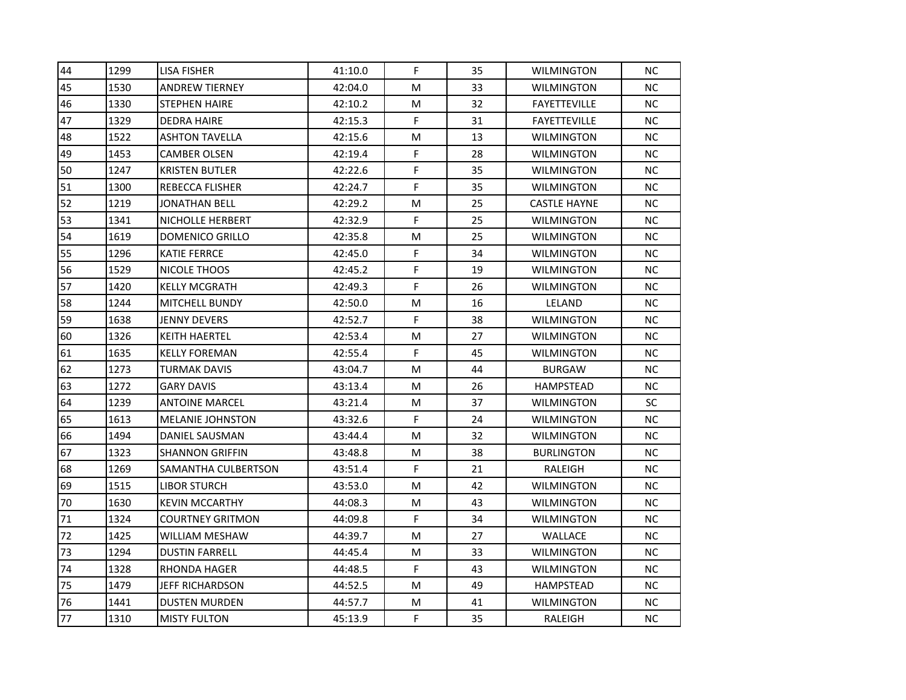| | | | | | | | |
|---|---|---|---|---|---|---|---|
| 44 | 1299 | LISA FISHER | 41:10.0 | F | 35 | WILMINGTON | NC |
| 45 | 1530 | ANDREW TIERNEY | 42:04.0 | M | 33 | WILMINGTON | NC |
| 46 | 1330 | STEPHEN HAIRE | 42:10.2 | M | 32 | FAYETTEVILLE | NC |
| 47 | 1329 | DEDRA HAIRE | 42:15.3 | F | 31 | FAYETTEVILLE | NC |
| 48 | 1522 | ASHTON TAVELLA | 42:15.6 | M | 13 | WILMINGTON | NC |
| 49 | 1453 | CAMBER OLSEN | 42:19.4 | F | 28 | WILMINGTON | NC |
| 50 | 1247 | KRISTEN BUTLER | 42:22.6 | F | 35 | WILMINGTON | NC |
| 51 | 1300 | REBECCA FLISHER | 42:24.7 | F | 35 | WILMINGTON | NC |
| 52 | 1219 | JONATHAN BELL | 42:29.2 | M | 25 | CASTLE HAYNE | NC |
| 53 | 1341 | NICHOLLE HERBERT | 42:32.9 | F | 25 | WILMINGTON | NC |
| 54 | 1619 | DOMENICO GRILLO | 42:35.8 | M | 25 | WILMINGTON | NC |
| 55 | 1296 | KATIE FERRCE | 42:45.0 | F | 34 | WILMINGTON | NC |
| 56 | 1529 | NICOLE THOOS | 42:45.2 | F | 19 | WILMINGTON | NC |
| 57 | 1420 | KELLY MCGRATH | 42:49.3 | F | 26 | WILMINGTON | NC |
| 58 | 1244 | MITCHELL BUNDY | 42:50.0 | M | 16 | LELAND | NC |
| 59 | 1638 | JENNY DEVERS | 42:52.7 | F | 38 | WILMINGTON | NC |
| 60 | 1326 | KEITH HAERTEL | 42:53.4 | M | 27 | WILMINGTON | NC |
| 61 | 1635 | KELLY FOREMAN | 42:55.4 | F | 45 | WILMINGTON | NC |
| 62 | 1273 | TURMAK DAVIS | 43:04.7 | M | 44 | BURGAW | NC |
| 63 | 1272 | GARY DAVIS | 43:13.4 | M | 26 | HAMPSTEAD | NC |
| 64 | 1239 | ANTOINE MARCEL | 43:21.4 | M | 37 | WILMINGTON | SC |
| 65 | 1613 | MELANIE JOHNSTON | 43:32.6 | F | 24 | WILMINGTON | NC |
| 66 | 1494 | DANIEL SAUSMAN | 43:44.4 | M | 32 | WILMINGTON | NC |
| 67 | 1323 | SHANNON GRIFFIN | 43:48.8 | M | 38 | BURLINGTON | NC |
| 68 | 1269 | SAMANTHA CULBERTSON | 43:51.4 | F | 21 | RALEIGH | NC |
| 69 | 1515 | LIBOR STURCH | 43:53.0 | M | 42 | WILMINGTON | NC |
| 70 | 1630 | KEVIN MCCARTHY | 44:08.3 | M | 43 | WILMINGTON | NC |
| 71 | 1324 | COURTNEY GRITMON | 44:09.8 | F | 34 | WILMINGTON | NC |
| 72 | 1425 | WILLIAM MESHAW | 44:39.7 | M | 27 | WALLACE | NC |
| 73 | 1294 | DUSTIN FARRELL | 44:45.4 | M | 33 | WILMINGTON | NC |
| 74 | 1328 | RHONDA HAGER | 44:48.5 | F | 43 | WILMINGTON | NC |
| 75 | 1479 | JEFF RICHARDSON | 44:52.5 | M | 49 | HAMPSTEAD | NC |
| 76 | 1441 | DUSTEN MURDEN | 44:57.7 | M | 41 | WILMINGTON | NC |
| 77 | 1310 | MISTY FULTON | 45:13.9 | F | 35 | RALEIGH | NC |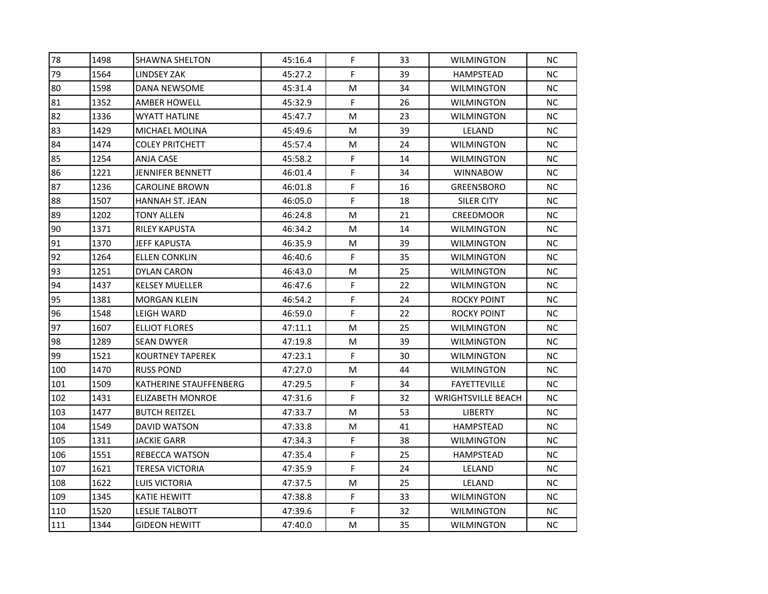| 78 | 1498 | SHAWNA SHELTON | 45:16.4 | F | 33 | WILMINGTON | NC |
|---|---|---|---|---|---|---|---|
| 79 | 1564 | LINDSEY ZAK | 45:27.2 | F | 39 | HAMPSTEAD | NC |
| 80 | 1598 | DANA NEWSOME | 45:31.4 | M | 34 | WILMINGTON | NC |
| 81 | 1352 | AMBER HOWELL | 45:32.9 | F | 26 | WILMINGTON | NC |
| 82 | 1336 | WYATT HATLINE | 45:47.7 | M | 23 | WILMINGTON | NC |
| 83 | 1429 | MICHAEL MOLINA | 45:49.6 | M | 39 | LELAND | NC |
| 84 | 1474 | COLEY PRITCHETT | 45:57.4 | M | 24 | WILMINGTON | NC |
| 85 | 1254 | ANJA CASE | 45:58.2 | F | 14 | WILMINGTON | NC |
| 86 | 1221 | JENNIFER BENNETT | 46:01.4 | F | 34 | WINNABOW | NC |
| 87 | 1236 | CAROLINE BROWN | 46:01.8 | F | 16 | GREENSBORO | NC |
| 88 | 1507 | HANNAH ST. JEAN | 46:05.0 | F | 18 | SILER CITY | NC |
| 89 | 1202 | TONY ALLEN | 46:24.8 | M | 21 | CREEDMOOR | NC |
| 90 | 1371 | RILEY KAPUSTA | 46:34.2 | M | 14 | WILMINGTON | NC |
| 91 | 1370 | JEFF KAPUSTA | 46:35.9 | M | 39 | WILMINGTON | NC |
| 92 | 1264 | ELLEN CONKLIN | 46:40.6 | F | 35 | WILMINGTON | NC |
| 93 | 1251 | DYLAN CARON | 46:43.0 | M | 25 | WILMINGTON | NC |
| 94 | 1437 | KELSEY MUELLER | 46:47.6 | F | 22 | WILMINGTON | NC |
| 95 | 1381 | MORGAN KLEIN | 46:54.2 | F | 24 | ROCKY POINT | NC |
| 96 | 1548 | LEIGH WARD | 46:59.0 | F | 22 | ROCKY POINT | NC |
| 97 | 1607 | ELLIOT FLORES | 47:11.1 | M | 25 | WILMINGTON | NC |
| 98 | 1289 | SEAN DWYER | 47:19.8 | M | 39 | WILMINGTON | NC |
| 99 | 1521 | KOURTNEY TAPEREK | 47:23.1 | F | 30 | WILMINGTON | NC |
| 100 | 1470 | RUSS POND | 47:27.0 | M | 44 | WILMINGTON | NC |
| 101 | 1509 | KATHERINE STAUFFENBERG | 47:29.5 | F | 34 | FAYETTEVILLE | NC |
| 102 | 1431 | ELIZABETH MONROE | 47:31.6 | F | 32 | WRIGHTSVILLE BEACH | NC |
| 103 | 1477 | BUTCH REITZEL | 47:33.7 | M | 53 | LIBERTY | NC |
| 104 | 1549 | DAVID WATSON | 47:33.8 | M | 41 | HAMPSTEAD | NC |
| 105 | 1311 | JACKIE GARR | 47:34.3 | F | 38 | WILMINGTON | NC |
| 106 | 1551 | REBECCA WATSON | 47:35.4 | F | 25 | HAMPSTEAD | NC |
| 107 | 1621 | TERESA VICTORIA | 47:35.9 | F | 24 | LELAND | NC |
| 108 | 1622 | LUIS VICTORIA | 47:37.5 | M | 25 | LELAND | NC |
| 109 | 1345 | KATIE HEWITT | 47:38.8 | F | 33 | WILMINGTON | NC |
| 110 | 1520 | LESLIE TALBOTT | 47:39.6 | F | 32 | WILMINGTON | NC |
| 111 | 1344 | GIDEON HEWITT | 47:40.0 | M | 35 | WILMINGTON | NC |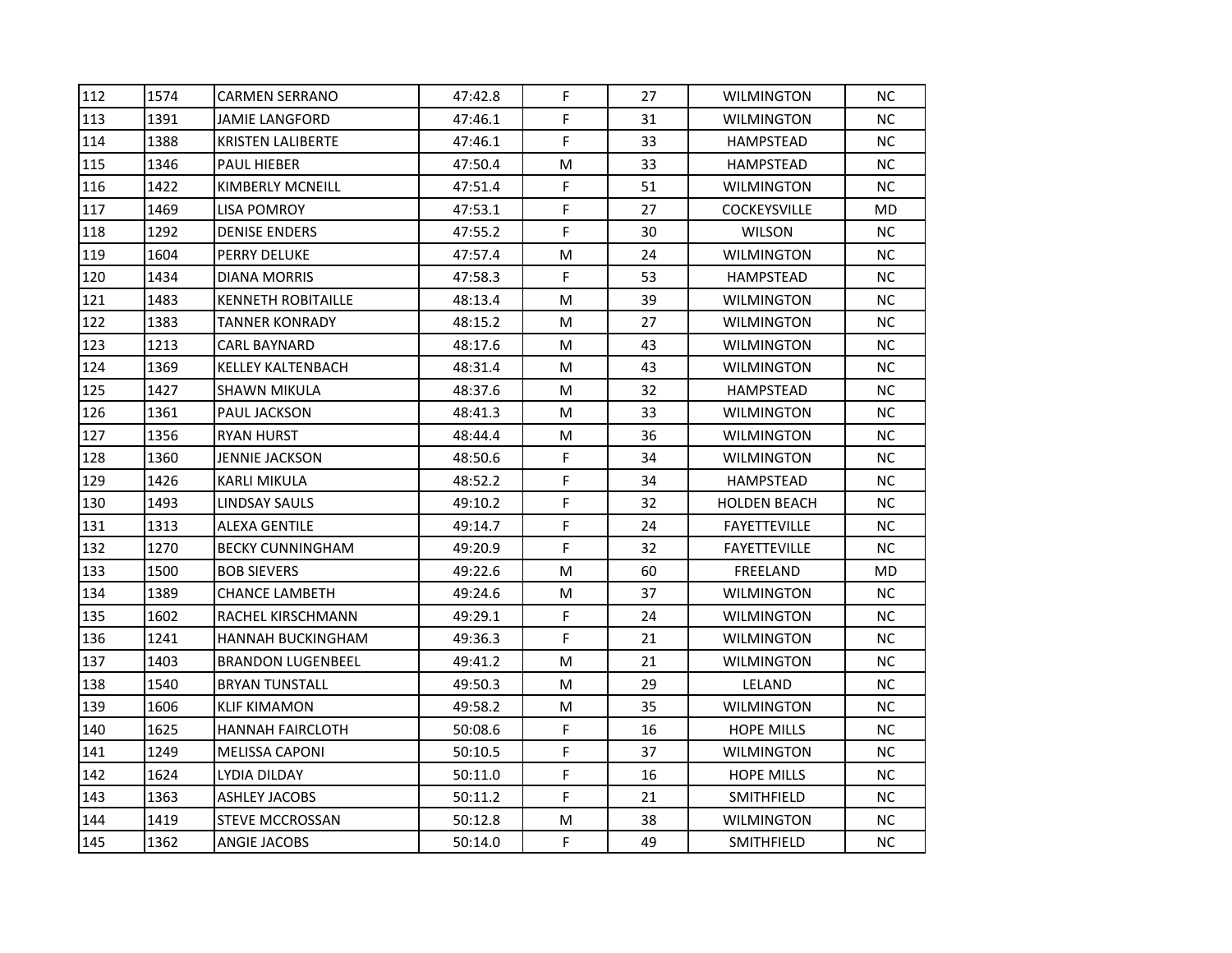| 112 | 1574 | CARMEN SERRANO | 47:42.8 | F | 27 | WILMINGTON | NC |
|---|---|---|---|---|---|---|---|
| 113 | 1391 | JAMIE LANGFORD | 47:46.1 | F | 31 | WILMINGTON | NC |
| 114 | 1388 | KRISTEN LALIBERTE | 47:46.1 | F | 33 | HAMPSTEAD | NC |
| 115 | 1346 | PAUL HIEBER | 47:50.4 | M | 33 | HAMPSTEAD | NC |
| 116 | 1422 | KIMBERLY MCNEILL | 47:51.4 | F | 51 | WILMINGTON | NC |
| 117 | 1469 | LISA POMROY | 47:53.1 | F | 27 | COCKEYSVILLE | MD |
| 118 | 1292 | DENISE ENDERS | 47:55.2 | F | 30 | WILSON | NC |
| 119 | 1604 | PERRY DELUKE | 47:57.4 | M | 24 | WILMINGTON | NC |
| 120 | 1434 | DIANA MORRIS | 47:58.3 | F | 53 | HAMPSTEAD | NC |
| 121 | 1483 | KENNETH ROBITAILLE | 48:13.4 | M | 39 | WILMINGTON | NC |
| 122 | 1383 | TANNER KONRADY | 48:15.2 | M | 27 | WILMINGTON | NC |
| 123 | 1213 | CARL BAYNARD | 48:17.6 | M | 43 | WILMINGTON | NC |
| 124 | 1369 | KELLEY KALTENBACH | 48:31.4 | M | 43 | WILMINGTON | NC |
| 125 | 1427 | SHAWN MIKULA | 48:37.6 | M | 32 | HAMPSTEAD | NC |
| 126 | 1361 | PAUL JACKSON | 48:41.3 | M | 33 | WILMINGTON | NC |
| 127 | 1356 | RYAN HURST | 48:44.4 | M | 36 | WILMINGTON | NC |
| 128 | 1360 | JENNIE JACKSON | 48:50.6 | F | 34 | WILMINGTON | NC |
| 129 | 1426 | KARLI MIKULA | 48:52.2 | F | 34 | HAMPSTEAD | NC |
| 130 | 1493 | LINDSAY SAULS | 49:10.2 | F | 32 | HOLDEN BEACH | NC |
| 131 | 1313 | ALEXA GENTILE | 49:14.7 | F | 24 | FAYETTEVILLE | NC |
| 132 | 1270 | BECKY CUNNINGHAM | 49:20.9 | F | 32 | FAYETTEVILLE | NC |
| 133 | 1500 | BOB SIEVERS | 49:22.6 | M | 60 | FREELAND | MD |
| 134 | 1389 | CHANCE LAMBETH | 49:24.6 | M | 37 | WILMINGTON | NC |
| 135 | 1602 | RACHEL KIRSCHMANN | 49:29.1 | F | 24 | WILMINGTON | NC |
| 136 | 1241 | HANNAH BUCKINGHAM | 49:36.3 | F | 21 | WILMINGTON | NC |
| 137 | 1403 | BRANDON LUGENBEEL | 49:41.2 | M | 21 | WILMINGTON | NC |
| 138 | 1540 | BRYAN TUNSTALL | 49:50.3 | M | 29 | LELAND | NC |
| 139 | 1606 | KLIF KIMAMON | 49:58.2 | M | 35 | WILMINGTON | NC |
| 140 | 1625 | HANNAH FAIRCLOTH | 50:08.6 | F | 16 | HOPE MILLS | NC |
| 141 | 1249 | MELISSA CAPONI | 50:10.5 | F | 37 | WILMINGTON | NC |
| 142 | 1624 | LYDIA DILDAY | 50:11.0 | F | 16 | HOPE MILLS | NC |
| 143 | 1363 | ASHLEY JACOBS | 50:11.2 | F | 21 | SMITHFIELD | NC |
| 144 | 1419 | STEVE MCCROSSAN | 50:12.8 | M | 38 | WILMINGTON | NC |
| 145 | 1362 | ANGIE JACOBS | 50:14.0 | F | 49 | SMITHFIELD | NC |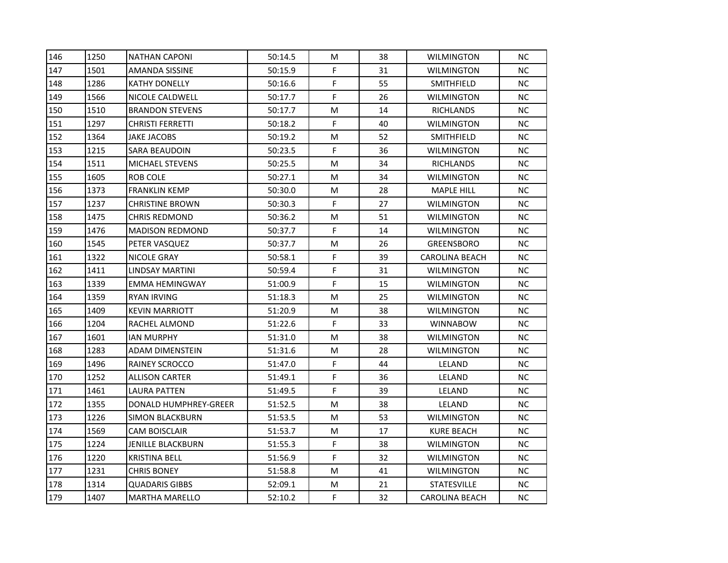| | | | | | | | |
|---|---|---|---|---|---|---|---|
| 146 | 1250 | NATHAN CAPONI | 50:14.5 | M | 38 | WILMINGTON | NC |
| 147 | 1501 | AMANDA SISSINE | 50:15.9 | F | 31 | WILMINGTON | NC |
| 148 | 1286 | KATHY DONELLY | 50:16.6 | F | 55 | SMITHFIELD | NC |
| 149 | 1566 | NICOLE CALDWELL | 50:17.7 | F | 26 | WILMINGTON | NC |
| 150 | 1510 | BRANDON STEVENS | 50:17.7 | M | 14 | RICHLANDS | NC |
| 151 | 1297 | CHRISTI FERRETTI | 50:18.2 | F | 40 | WILMINGTON | NC |
| 152 | 1364 | JAKE JACOBS | 50:19.2 | M | 52 | SMITHFIELD | NC |
| 153 | 1215 | SARA BEAUDOIN | 50:23.5 | F | 36 | WILMINGTON | NC |
| 154 | 1511 | MICHAEL STEVENS | 50:25.5 | M | 34 | RICHLANDS | NC |
| 155 | 1605 | ROB COLE | 50:27.1 | M | 34 | WILMINGTON | NC |
| 156 | 1373 | FRANKLIN KEMP | 50:30.0 | M | 28 | MAPLE HILL | NC |
| 157 | 1237 | CHRISTINE BROWN | 50:30.3 | F | 27 | WILMINGTON | NC |
| 158 | 1475 | CHRIS REDMOND | 50:36.2 | M | 51 | WILMINGTON | NC |
| 159 | 1476 | MADISON REDMOND | 50:37.7 | F | 14 | WILMINGTON | NC |
| 160 | 1545 | PETER VASQUEZ | 50:37.7 | M | 26 | GREENSBORO | NC |
| 161 | 1322 | NICOLE GRAY | 50:58.1 | F | 39 | CAROLINA BEACH | NC |
| 162 | 1411 | LINDSAY MARTINI | 50:59.4 | F | 31 | WILMINGTON | NC |
| 163 | 1339 | EMMA HEMINGWAY | 51:00.9 | F | 15 | WILMINGTON | NC |
| 164 | 1359 | RYAN IRVING | 51:18.3 | M | 25 | WILMINGTON | NC |
| 165 | 1409 | KEVIN MARRIOTT | 51:20.9 | M | 38 | WILMINGTON | NC |
| 166 | 1204 | RACHEL ALMOND | 51:22.6 | F | 33 | WINNABOW | NC |
| 167 | 1601 | IAN MURPHY | 51:31.0 | M | 38 | WILMINGTON | NC |
| 168 | 1283 | ADAM DIMENSTEIN | 51:31.6 | M | 28 | WILMINGTON | NC |
| 169 | 1496 | RAINEY SCROCCO | 51:47.0 | F | 44 | LELAND | NC |
| 170 | 1252 | ALLISON CARTER | 51:49.1 | F | 36 | LELAND | NC |
| 171 | 1461 | LAURA PATTEN | 51:49.5 | F | 39 | LELAND | NC |
| 172 | 1355 | DONALD HUMPHREY-GREER | 51:52.5 | M | 38 | LELAND | NC |
| 173 | 1226 | SIMON BLACKBURN | 51:53.5 | M | 53 | WILMINGTON | NC |
| 174 | 1569 | CAM BOISCLAIR | 51:53.7 | M | 17 | KURE BEACH | NC |
| 175 | 1224 | JENILLE BLACKBURN | 51:55.3 | F | 38 | WILMINGTON | NC |
| 176 | 1220 | KRISTINA BELL | 51:56.9 | F | 32 | WILMINGTON | NC |
| 177 | 1231 | CHRIS BONEY | 51:58.8 | M | 41 | WILMINGTON | NC |
| 178 | 1314 | QUADARIS GIBBS | 52:09.1 | M | 21 | STATESVILLE | NC |
| 179 | 1407 | MARTHA MARELLO | 52:10.2 | F | 32 | CAROLINA BEACH | NC |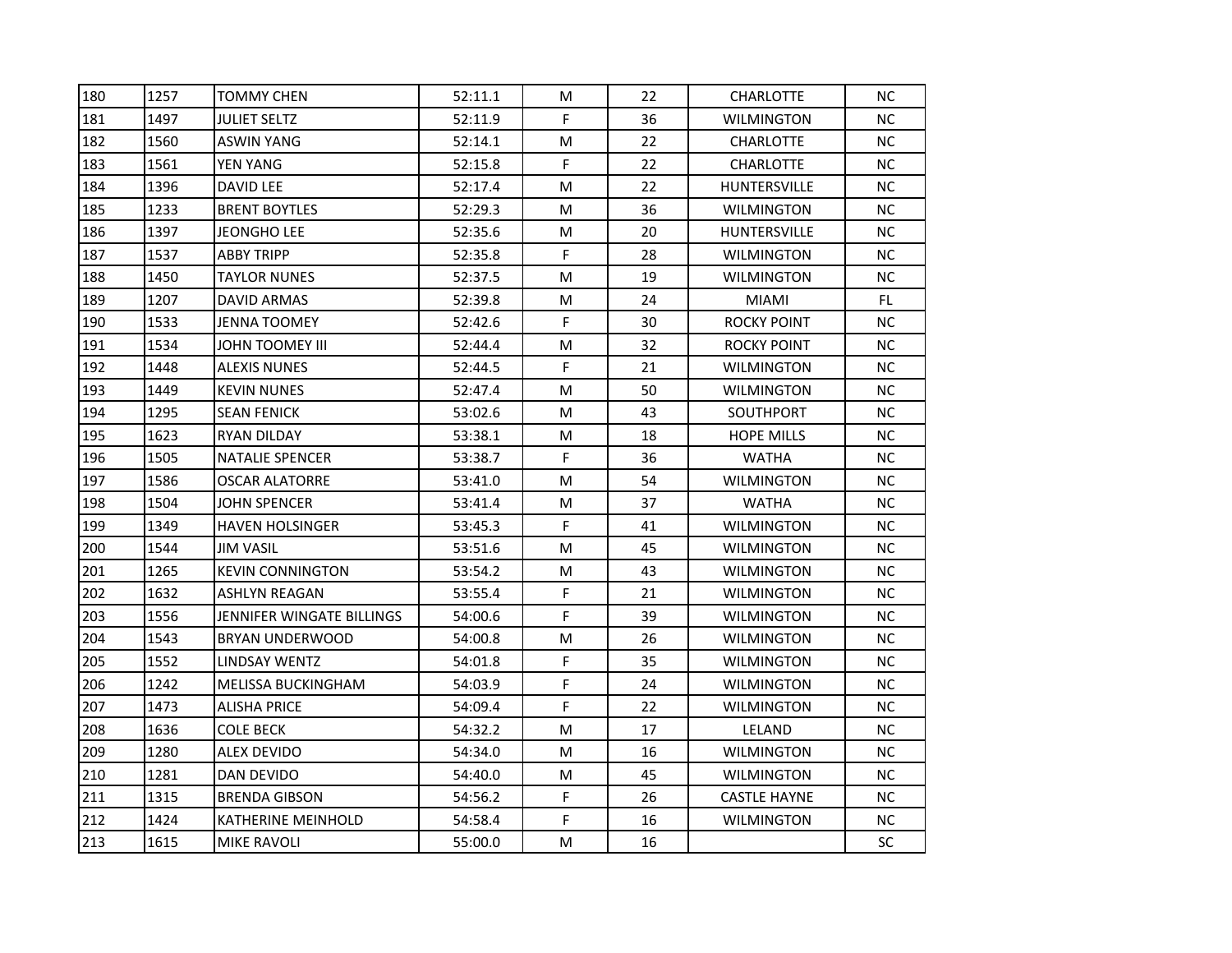| | | | | | | | |
|---|---|---|---|---|---|---|---|
| 180 | 1257 | TOMMY CHEN | 52:11.1 | M | 22 | CHARLOTTE | NC |
| 181 | 1497 | JULIET SELTZ | 52:11.9 | F | 36 | WILMINGTON | NC |
| 182 | 1560 | ASWIN YANG | 52:14.1 | M | 22 | CHARLOTTE | NC |
| 183 | 1561 | YEN YANG | 52:15.8 | F | 22 | CHARLOTTE | NC |
| 184 | 1396 | DAVID LEE | 52:17.4 | M | 22 | HUNTERSVILLE | NC |
| 185 | 1233 | BRENT BOYTLES | 52:29.3 | M | 36 | WILMINGTON | NC |
| 186 | 1397 | JEONGHO LEE | 52:35.6 | M | 20 | HUNTERSVILLE | NC |
| 187 | 1537 | ABBY TRIPP | 52:35.8 | F | 28 | WILMINGTON | NC |
| 188 | 1450 | TAYLOR NUNES | 52:37.5 | M | 19 | WILMINGTON | NC |
| 189 | 1207 | DAVID ARMAS | 52:39.8 | M | 24 | MIAMI | FL |
| 190 | 1533 | JENNA TOOMEY | 52:42.6 | F | 30 | ROCKY POINT | NC |
| 191 | 1534 | JOHN TOOMEY III | 52:44.4 | M | 32 | ROCKY POINT | NC |
| 192 | 1448 | ALEXIS NUNES | 52:44.5 | F | 21 | WILMINGTON | NC |
| 193 | 1449 | KEVIN NUNES | 52:47.4 | M | 50 | WILMINGTON | NC |
| 194 | 1295 | SEAN FENICK | 53:02.6 | M | 43 | SOUTHPORT | NC |
| 195 | 1623 | RYAN DILDAY | 53:38.1 | M | 18 | HOPE MILLS | NC |
| 196 | 1505 | NATALIE SPENCER | 53:38.7 | F | 36 | WATHA | NC |
| 197 | 1586 | OSCAR ALATORRE | 53:41.0 | M | 54 | WILMINGTON | NC |
| 198 | 1504 | JOHN SPENCER | 53:41.4 | M | 37 | WATHA | NC |
| 199 | 1349 | HAVEN HOLSINGER | 53:45.3 | F | 41 | WILMINGTON | NC |
| 200 | 1544 | JIM VASIL | 53:51.6 | M | 45 | WILMINGTON | NC |
| 201 | 1265 | KEVIN CONNINGTON | 53:54.2 | M | 43 | WILMINGTON | NC |
| 202 | 1632 | ASHLYN REAGAN | 53:55.4 | F | 21 | WILMINGTON | NC |
| 203 | 1556 | JENNIFER WINGATE BILLINGS | 54:00.6 | F | 39 | WILMINGTON | NC |
| 204 | 1543 | BRYAN UNDERWOOD | 54:00.8 | M | 26 | WILMINGTON | NC |
| 205 | 1552 | LINDSAY WENTZ | 54:01.8 | F | 35 | WILMINGTON | NC |
| 206 | 1242 | MELISSA BUCKINGHAM | 54:03.9 | F | 24 | WILMINGTON | NC |
| 207 | 1473 | ALISHA PRICE | 54:09.4 | F | 22 | WILMINGTON | NC |
| 208 | 1636 | COLE BECK | 54:32.2 | M | 17 | LELAND | NC |
| 209 | 1280 | ALEX DEVIDO | 54:34.0 | M | 16 | WILMINGTON | NC |
| 210 | 1281 | DAN DEVIDO | 54:40.0 | M | 45 | WILMINGTON | NC |
| 211 | 1315 | BRENDA GIBSON | 54:56.2 | F | 26 | CASTLE HAYNE | NC |
| 212 | 1424 | KATHERINE MEINHOLD | 54:58.4 | F | 16 | WILMINGTON | NC |
| 213 | 1615 | MIKE RAVOLI | 55:00.0 | M | 16 | | SC |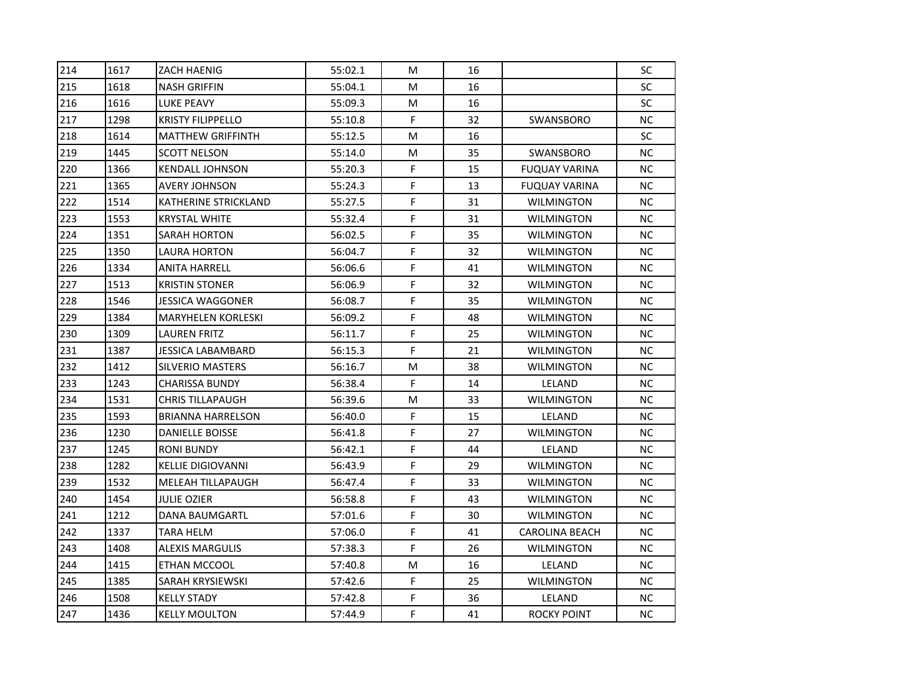| | | | | | | | |
|---|---|---|---|---|---|---|---|
| 214 | 1617 | ZACH HAENIG | 55:02.1 | M | 16 | | SC |
| 215 | 1618 | NASH GRIFFIN | 55:04.1 | M | 16 | | SC |
| 216 | 1616 | LUKE PEAVY | 55:09.3 | M | 16 | | SC |
| 217 | 1298 | KRISTY FILIPPELLO | 55:10.8 | F | 32 | SWANSBORO | NC |
| 218 | 1614 | MATTHEW GRIFFINTH | 55:12.5 | M | 16 | | SC |
| 219 | 1445 | SCOTT NELSON | 55:14.0 | M | 35 | SWANSBORO | NC |
| 220 | 1366 | KENDALL JOHNSON | 55:20.3 | F | 15 | FUQUAY VARINA | NC |
| 221 | 1365 | AVERY JOHNSON | 55:24.3 | F | 13 | FUQUAY VARINA | NC |
| 222 | 1514 | KATHERINE STRICKLAND | 55:27.5 | F | 31 | WILMINGTON | NC |
| 223 | 1553 | KRYSTAL WHITE | 55:32.4 | F | 31 | WILMINGTON | NC |
| 224 | 1351 | SARAH HORTON | 56:02.5 | F | 35 | WILMINGTON | NC |
| 225 | 1350 | LAURA HORTON | 56:04.7 | F | 32 | WILMINGTON | NC |
| 226 | 1334 | ANITA HARRELL | 56:06.6 | F | 41 | WILMINGTON | NC |
| 227 | 1513 | KRISTIN STONER | 56:06.9 | F | 32 | WILMINGTON | NC |
| 228 | 1546 | JESSICA WAGGONER | 56:08.7 | F | 35 | WILMINGTON | NC |
| 229 | 1384 | MARYHELEN KORLESKI | 56:09.2 | F | 48 | WILMINGTON | NC |
| 230 | 1309 | LAUREN FRITZ | 56:11.7 | F | 25 | WILMINGTON | NC |
| 231 | 1387 | JESSICA LABAMBARD | 56:15.3 | F | 21 | WILMINGTON | NC |
| 232 | 1412 | SILVERIO MASTERS | 56:16.7 | M | 38 | WILMINGTON | NC |
| 233 | 1243 | CHARISSA BUNDY | 56:38.4 | F | 14 | LELAND | NC |
| 234 | 1531 | CHRIS TILLAPAUGH | 56:39.6 | M | 33 | WILMINGTON | NC |
| 235 | 1593 | BRIANNA HARRELSON | 56:40.0 | F | 15 | LELAND | NC |
| 236 | 1230 | DANIELLE BOISSE | 56:41.8 | F | 27 | WILMINGTON | NC |
| 237 | 1245 | RONI BUNDY | 56:42.1 | F | 44 | LELAND | NC |
| 238 | 1282 | KELLIE DIGIOVANNI | 56:43.9 | F | 29 | WILMINGTON | NC |
| 239 | 1532 | MELEAH TILLAPAUGH | 56:47.4 | F | 33 | WILMINGTON | NC |
| 240 | 1454 | JULIE OZIER | 56:58.8 | F | 43 | WILMINGTON | NC |
| 241 | 1212 | DANA BAUMGARTL | 57:01.6 | F | 30 | WILMINGTON | NC |
| 242 | 1337 | TARA HELM | 57:06.0 | F | 41 | CAROLINA BEACH | NC |
| 243 | 1408 | ALEXIS MARGULIS | 57:38.3 | F | 26 | WILMINGTON | NC |
| 244 | 1415 | ETHAN MCCOOL | 57:40.8 | M | 16 | LELAND | NC |
| 245 | 1385 | SARAH KRYSIEWSKI | 57:42.6 | F | 25 | WILMINGTON | NC |
| 246 | 1508 | KELLY STADY | 57:42.8 | F | 36 | LELAND | NC |
| 247 | 1436 | KELLY MOULTON | 57:44.9 | F | 41 | ROCKY POINT | NC |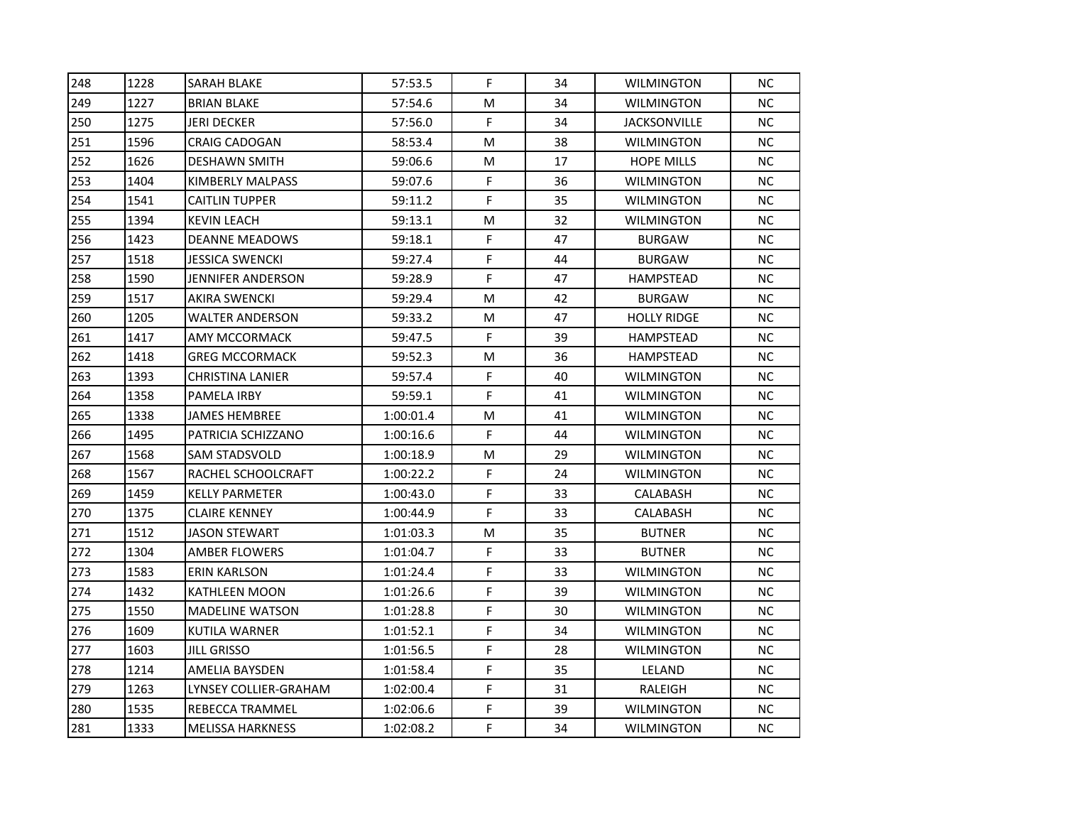| | | | | | | | |
|---|---|---|---|---|---|---|---|
| 248 | 1228 | SARAH BLAKE | 57:53.5 | F | 34 | WILMINGTON | NC |
| 249 | 1227 | BRIAN BLAKE | 57:54.6 | M | 34 | WILMINGTON | NC |
| 250 | 1275 | JERI DECKER | 57:56.0 | F | 34 | JACKSONVILLE | NC |
| 251 | 1596 | CRAIG CADOGAN | 58:53.4 | M | 38 | WILMINGTON | NC |
| 252 | 1626 | DESHAWN SMITH | 59:06.6 | M | 17 | HOPE MILLS | NC |
| 253 | 1404 | KIMBERLY MALPASS | 59:07.6 | F | 36 | WILMINGTON | NC |
| 254 | 1541 | CAITLIN TUPPER | 59:11.2 | F | 35 | WILMINGTON | NC |
| 255 | 1394 | KEVIN LEACH | 59:13.1 | M | 32 | WILMINGTON | NC |
| 256 | 1423 | DEANNE MEADOWS | 59:18.1 | F | 47 | BURGAW | NC |
| 257 | 1518 | JESSICA SWENCKI | 59:27.4 | F | 44 | BURGAW | NC |
| 258 | 1590 | JENNIFER ANDERSON | 59:28.9 | F | 47 | HAMPSTEAD | NC |
| 259 | 1517 | AKIRA SWENCKI | 59:29.4 | M | 42 | BURGAW | NC |
| 260 | 1205 | WALTER ANDERSON | 59:33.2 | M | 47 | HOLLY RIDGE | NC |
| 261 | 1417 | AMY MCCORMACK | 59:47.5 | F | 39 | HAMPSTEAD | NC |
| 262 | 1418 | GREG MCCORMACK | 59:52.3 | M | 36 | HAMPSTEAD | NC |
| 263 | 1393 | CHRISTINA LANIER | 59:57.4 | F | 40 | WILMINGTON | NC |
| 264 | 1358 | PAMELA IRBY | 59:59.1 | F | 41 | WILMINGTON | NC |
| 265 | 1338 | JAMES HEMBREE | 1:00:01.4 | M | 41 | WILMINGTON | NC |
| 266 | 1495 | PATRICIA SCHIZZANO | 1:00:16.6 | F | 44 | WILMINGTON | NC |
| 267 | 1568 | SAM STADSVOLD | 1:00:18.9 | M | 29 | WILMINGTON | NC |
| 268 | 1567 | RACHEL SCHOOLCRAFT | 1:00:22.2 | F | 24 | WILMINGTON | NC |
| 269 | 1459 | KELLY PARMETER | 1:00:43.0 | F | 33 | CALABASH | NC |
| 270 | 1375 | CLAIRE KENNEY | 1:00:44.9 | F | 33 | CALABASH | NC |
| 271 | 1512 | JASON STEWART | 1:01:03.3 | M | 35 | BUTNER | NC |
| 272 | 1304 | AMBER FLOWERS | 1:01:04.7 | F | 33 | BUTNER | NC |
| 273 | 1583 | ERIN KARLSON | 1:01:24.4 | F | 33 | WILMINGTON | NC |
| 274 | 1432 | KATHLEEN MOON | 1:01:26.6 | F | 39 | WILMINGTON | NC |
| 275 | 1550 | MADELINE WATSON | 1:01:28.8 | F | 30 | WILMINGTON | NC |
| 276 | 1609 | KUTILA WARNER | 1:01:52.1 | F | 34 | WILMINGTON | NC |
| 277 | 1603 | JILL GRISSO | 1:01:56.5 | F | 28 | WILMINGTON | NC |
| 278 | 1214 | AMELIA BAYSDEN | 1:01:58.4 | F | 35 | LELAND | NC |
| 279 | 1263 | LYNSEY COLLIER-GRAHAM | 1:02:00.4 | F | 31 | RALEIGH | NC |
| 280 | 1535 | REBECCA TRAMMEL | 1:02:06.6 | F | 39 | WILMINGTON | NC |
| 281 | 1333 | MELISSA HARKNESS | 1:02:08.2 | F | 34 | WILMINGTON | NC |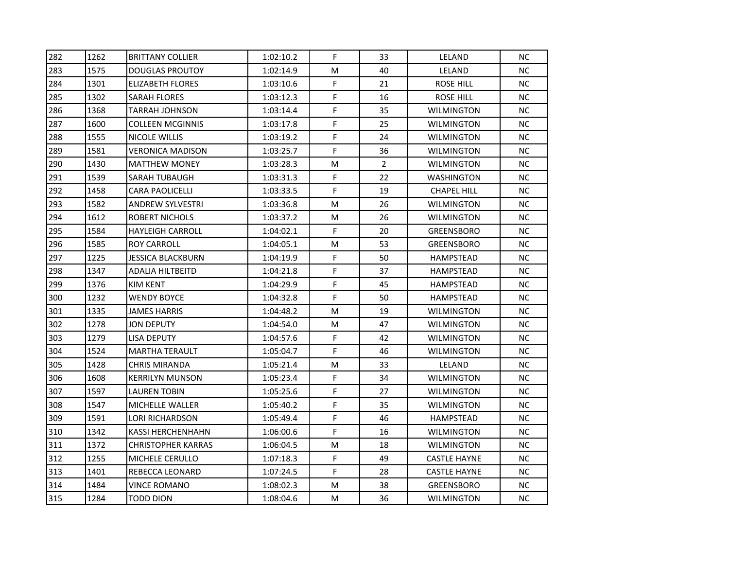| 282 | 1262 | BRITTANY COLLIER | 1:02:10.2 | F | 33 | LELAND | NC |
|---|---|---|---|---|---|---|---|
| 283 | 1575 | DOUGLAS PROUTOY | 1:02:14.9 | M | 40 | LELAND | NC |
| 284 | 1301 | ELIZABETH FLORES | 1:03:10.6 | F | 21 | ROSE HILL | NC |
| 285 | 1302 | SARAH FLORES | 1:03:12.3 | F | 16 | ROSE HILL | NC |
| 286 | 1368 | TARRAH JOHNSON | 1:03:14.4 | F | 35 | WILMINGTON | NC |
| 287 | 1600 | COLLEEN MCGINNIS | 1:03:17.8 | F | 25 | WILMINGTON | NC |
| 288 | 1555 | NICOLE WILLIS | 1:03:19.2 | F | 24 | WILMINGTON | NC |
| 289 | 1581 | VERONICA MADISON | 1:03:25.7 | F | 36 | WILMINGTON | NC |
| 290 | 1430 | MATTHEW MONEY | 1:03:28.3 | M | 2 | WILMINGTON | NC |
| 291 | 1539 | SARAH TUBAUGH | 1:03:31.3 | F | 22 | WASHINGTON | NC |
| 292 | 1458 | CARA PAOLICELLI | 1:03:33.5 | F | 19 | CHAPEL HILL | NC |
| 293 | 1582 | ANDREW SYLVESTRI | 1:03:36.8 | M | 26 | WILMINGTON | NC |
| 294 | 1612 | ROBERT NICHOLS | 1:03:37.2 | M | 26 | WILMINGTON | NC |
| 295 | 1584 | HAYLEIGH CARROLL | 1:04:02.1 | F | 20 | GREENSBORO | NC |
| 296 | 1585 | ROY CARROLL | 1:04:05.1 | M | 53 | GREENSBORO | NC |
| 297 | 1225 | JESSICA BLACKBURN | 1:04:19.9 | F | 50 | HAMPSTEAD | NC |
| 298 | 1347 | ADALIA HILTBEITD | 1:04:21.8 | F | 37 | HAMPSTEAD | NC |
| 299 | 1376 | KIM KENT | 1:04:29.9 | F | 45 | HAMPSTEAD | NC |
| 300 | 1232 | WENDY BOYCE | 1:04:32.8 | F | 50 | HAMPSTEAD | NC |
| 301 | 1335 | JAMES HARRIS | 1:04:48.2 | M | 19 | WILMINGTON | NC |
| 302 | 1278 | JON DEPUTY | 1:04:54.0 | M | 47 | WILMINGTON | NC |
| 303 | 1279 | LISA DEPUTY | 1:04:57.6 | F | 42 | WILMINGTON | NC |
| 304 | 1524 | MARTHA TERAULT | 1:05:04.7 | F | 46 | WILMINGTON | NC |
| 305 | 1428 | CHRIS MIRANDA | 1:05:21.4 | M | 33 | LELAND | NC |
| 306 | 1608 | KERRILYN MUNSON | 1:05:23.4 | F | 34 | WILMINGTON | NC |
| 307 | 1597 | LAUREN TOBIN | 1:05:25.6 | F | 27 | WILMINGTON | NC |
| 308 | 1547 | MICHELLE WALLER | 1:05:40.2 | F | 35 | WILMINGTON | NC |
| 309 | 1591 | LORI RICHARDSON | 1:05:49.4 | F | 46 | HAMPSTEAD | NC |
| 310 | 1342 | KASSI HERCHENHAHN | 1:06:00.6 | F | 16 | WILMINGTON | NC |
| 311 | 1372 | CHRISTOPHER KARRAS | 1:06:04.5 | M | 18 | WILMINGTON | NC |
| 312 | 1255 | MICHELE CERULLO | 1:07:18.3 | F | 49 | CASTLE HAYNE | NC |
| 313 | 1401 | REBECCA LEONARD | 1:07:24.5 | F | 28 | CASTLE HAYNE | NC |
| 314 | 1484 | VINCE ROMANO | 1:08:02.3 | M | 38 | GREENSBORO | NC |
| 315 | 1284 | TODD DION | 1:08:04.6 | M | 36 | WILMINGTON | NC |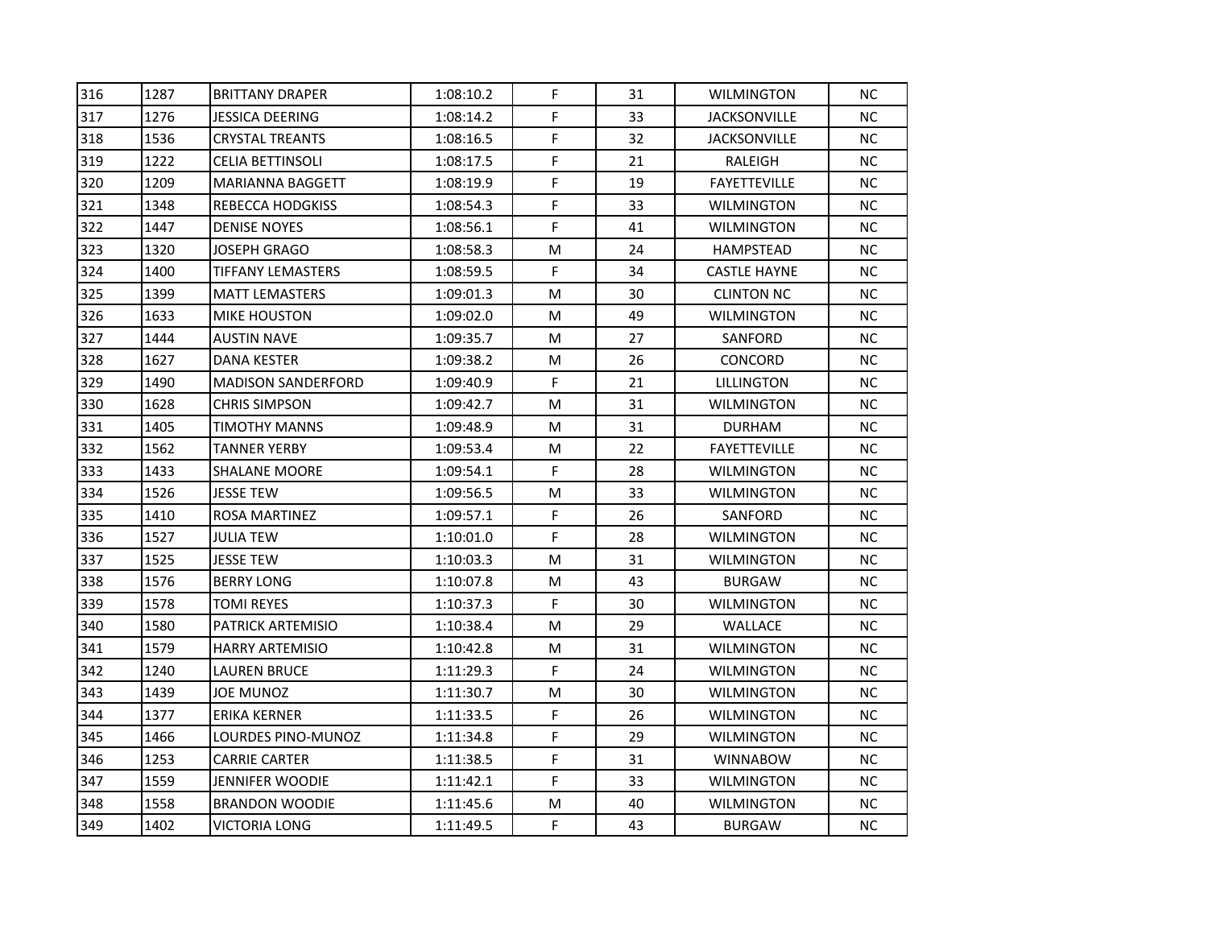| | | | | | | | |
|---|---|---|---|---|---|---|---|
| 316 | 1287 | BRITTANY DRAPER | 1:08:10.2 | F | 31 | WILMINGTON | NC |
| 317 | 1276 | JESSICA DEERING | 1:08:14.2 | F | 33 | JACKSONVILLE | NC |
| 318 | 1536 | CRYSTAL TREANTS | 1:08:16.5 | F | 32 | JACKSONVILLE | NC |
| 319 | 1222 | CELIA BETTINSOLI | 1:08:17.5 | F | 21 | RALEIGH | NC |
| 320 | 1209 | MARIANNA BAGGETT | 1:08:19.9 | F | 19 | FAYETTEVILLE | NC |
| 321 | 1348 | REBECCA HODGKISS | 1:08:54.3 | F | 33 | WILMINGTON | NC |
| 322 | 1447 | DENISE NOYES | 1:08:56.1 | F | 41 | WILMINGTON | NC |
| 323 | 1320 | JOSEPH GRAGO | 1:08:58.3 | M | 24 | HAMPSTEAD | NC |
| 324 | 1400 | TIFFANY LEMASTERS | 1:08:59.5 | F | 34 | CASTLE HAYNE | NC |
| 325 | 1399 | MATT LEMASTERS | 1:09:01.3 | M | 30 | CLINTON NC | NC |
| 326 | 1633 | MIKE HOUSTON | 1:09:02.0 | M | 49 | WILMINGTON | NC |
| 327 | 1444 | AUSTIN NAVE | 1:09:35.7 | M | 27 | SANFORD | NC |
| 328 | 1627 | DANA KESTER | 1:09:38.2 | M | 26 | CONCORD | NC |
| 329 | 1490 | MADISON SANDERFORD | 1:09:40.9 | F | 21 | LILLINGTON | NC |
| 330 | 1628 | CHRIS SIMPSON | 1:09:42.7 | M | 31 | WILMINGTON | NC |
| 331 | 1405 | TIMOTHY MANNS | 1:09:48.9 | M | 31 | DURHAM | NC |
| 332 | 1562 | TANNER YERBY | 1:09:53.4 | M | 22 | FAYETTEVILLE | NC |
| 333 | 1433 | SHALANE MOORE | 1:09:54.1 | F | 28 | WILMINGTON | NC |
| 334 | 1526 | JESSE TEW | 1:09:56.5 | M | 33 | WILMINGTON | NC |
| 335 | 1410 | ROSA MARTINEZ | 1:09:57.1 | F | 26 | SANFORD | NC |
| 336 | 1527 | JULIA TEW | 1:10:01.0 | F | 28 | WILMINGTON | NC |
| 337 | 1525 | JESSE TEW | 1:10:03.3 | M | 31 | WILMINGTON | NC |
| 338 | 1576 | BERRY LONG | 1:10:07.8 | M | 43 | BURGAW | NC |
| 339 | 1578 | TOMI REYES | 1:10:37.3 | F | 30 | WILMINGTON | NC |
| 340 | 1580 | PATRICK ARTEMISIO | 1:10:38.4 | M | 29 | WALLACE | NC |
| 341 | 1579 | HARRY ARTEMISIO | 1:10:42.8 | M | 31 | WILMINGTON | NC |
| 342 | 1240 | LAUREN BRUCE | 1:11:29.3 | F | 24 | WILMINGTON | NC |
| 343 | 1439 | JOE MUNOZ | 1:11:30.7 | M | 30 | WILMINGTON | NC |
| 344 | 1377 | ERIKA KERNER | 1:11:33.5 | F | 26 | WILMINGTON | NC |
| 345 | 1466 | LOURDES PINO-MUNOZ | 1:11:34.8 | F | 29 | WILMINGTON | NC |
| 346 | 1253 | CARRIE CARTER | 1:11:38.5 | F | 31 | WINNABOW | NC |
| 347 | 1559 | JENNIFER WOODIE | 1:11:42.1 | F | 33 | WILMINGTON | NC |
| 348 | 1558 | BRANDON WOODIE | 1:11:45.6 | M | 40 | WILMINGTON | NC |
| 349 | 1402 | VICTORIA LONG | 1:11:49.5 | F | 43 | BURGAW | NC |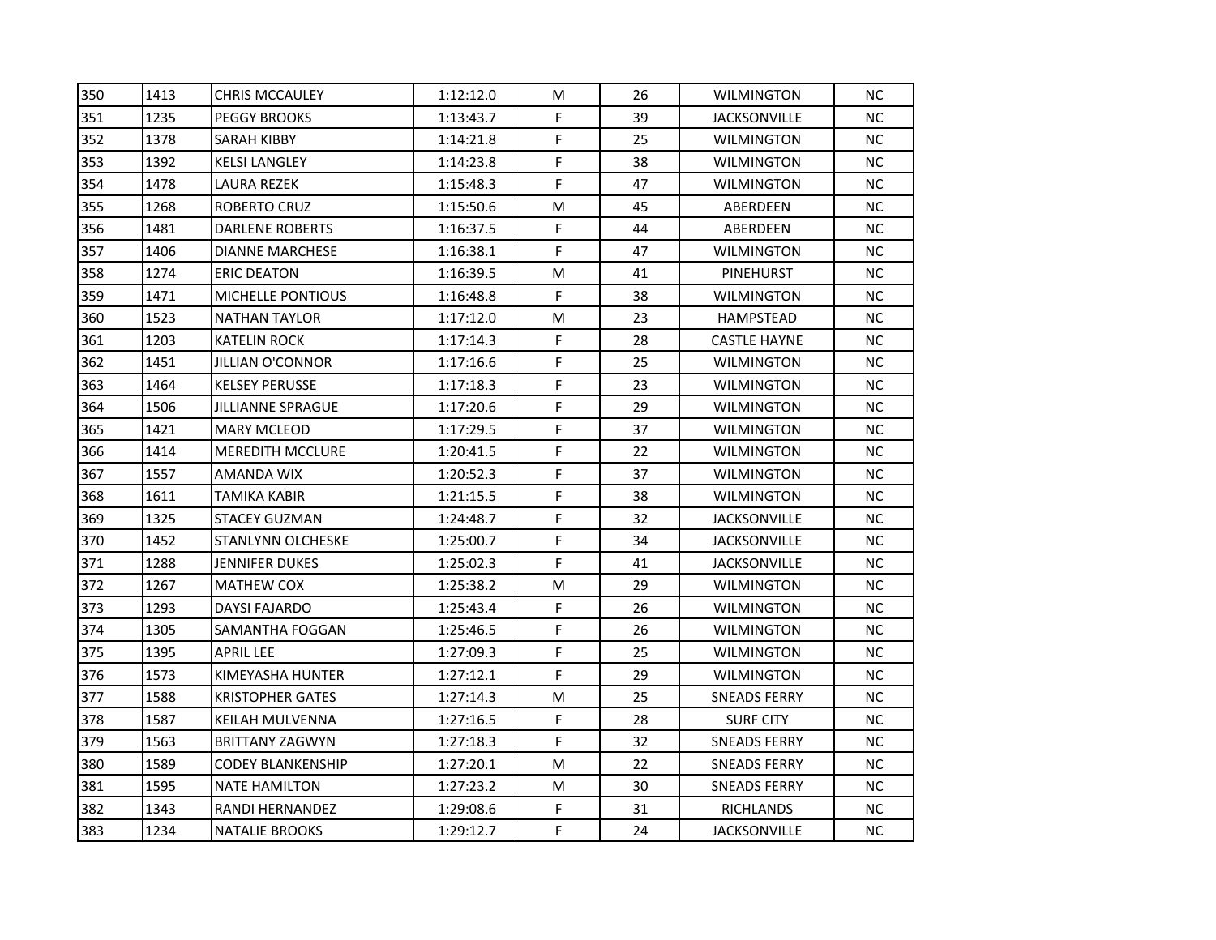| 350 | 1413 | CHRIS MCCAULEY | 1:12:12.0 | M | 26 | WILMINGTON | NC |
|---|---|---|---|---|---|---|---|
| 351 | 1235 | PEGGY BROOKS | 1:13:43.7 | F | 39 | JACKSONVILLE | NC |
| 352 | 1378 | SARAH KIBBY | 1:14:21.8 | F | 25 | WILMINGTON | NC |
| 353 | 1392 | KELSI LANGLEY | 1:14:23.8 | F | 38 | WILMINGTON | NC |
| 354 | 1478 | LAURA REZEK | 1:15:48.3 | F | 47 | WILMINGTON | NC |
| 355 | 1268 | ROBERTO CRUZ | 1:15:50.6 | M | 45 | ABERDEEN | NC |
| 356 | 1481 | DARLENE ROBERTS | 1:16:37.5 | F | 44 | ABERDEEN | NC |
| 357 | 1406 | DIANNE MARCHESE | 1:16:38.1 | F | 47 | WILMINGTON | NC |
| 358 | 1274 | ERIC DEATON | 1:16:39.5 | M | 41 | PINEHURST | NC |
| 359 | 1471 | MICHELLE PONTIOUS | 1:16:48.8 | F | 38 | WILMINGTON | NC |
| 360 | 1523 | NATHAN TAYLOR | 1:17:12.0 | M | 23 | HAMPSTEAD | NC |
| 361 | 1203 | KATELIN ROCK | 1:17:14.3 | F | 28 | CASTLE HAYNE | NC |
| 362 | 1451 | JILLIAN O'CONNOR | 1:17:16.6 | F | 25 | WILMINGTON | NC |
| 363 | 1464 | KELSEY PERUSSE | 1:17:18.3 | F | 23 | WILMINGTON | NC |
| 364 | 1506 | JILLIANNE SPRAGUE | 1:17:20.6 | F | 29 | WILMINGTON | NC |
| 365 | 1421 | MARY MCLEOD | 1:17:29.5 | F | 37 | WILMINGTON | NC |
| 366 | 1414 | MEREDITH MCCLURE | 1:20:41.5 | F | 22 | WILMINGTON | NC |
| 367 | 1557 | AMANDA WIX | 1:20:52.3 | F | 37 | WILMINGTON | NC |
| 368 | 1611 | TAMIKA KABIR | 1:21:15.5 | F | 38 | WILMINGTON | NC |
| 369 | 1325 | STACEY GUZMAN | 1:24:48.7 | F | 32 | JACKSONVILLE | NC |
| 370 | 1452 | STANLYNN OLCHESKE | 1:25:00.7 | F | 34 | JACKSONVILLE | NC |
| 371 | 1288 | JENNIFER DUKES | 1:25:02.3 | F | 41 | JACKSONVILLE | NC |
| 372 | 1267 | MATHEW COX | 1:25:38.2 | M | 29 | WILMINGTON | NC |
| 373 | 1293 | DAYSI FAJARDO | 1:25:43.4 | F | 26 | WILMINGTON | NC |
| 374 | 1305 | SAMANTHA FOGGAN | 1:25:46.5 | F | 26 | WILMINGTON | NC |
| 375 | 1395 | APRIL LEE | 1:27:09.3 | F | 25 | WILMINGTON | NC |
| 376 | 1573 | KIMEYASHA HUNTER | 1:27:12.1 | F | 29 | WILMINGTON | NC |
| 377 | 1588 | KRISTOPHER GATES | 1:27:14.3 | M | 25 | SNEADS FERRY | NC |
| 378 | 1587 | KEILAH MULVENNA | 1:27:16.5 | F | 28 | SURF CITY | NC |
| 379 | 1563 | BRITTANY ZAGWYN | 1:27:18.3 | F | 32 | SNEADS FERRY | NC |
| 380 | 1589 | CODEY BLANKENSHIP | 1:27:20.1 | M | 22 | SNEADS FERRY | NC |
| 381 | 1595 | NATE HAMILTON | 1:27:23.2 | M | 30 | SNEADS FERRY | NC |
| 382 | 1343 | RANDI HERNANDEZ | 1:29:08.6 | F | 31 | RICHLANDS | NC |
| 383 | 1234 | NATALIE BROOKS | 1:29:12.7 | F | 24 | JACKSONVILLE | NC |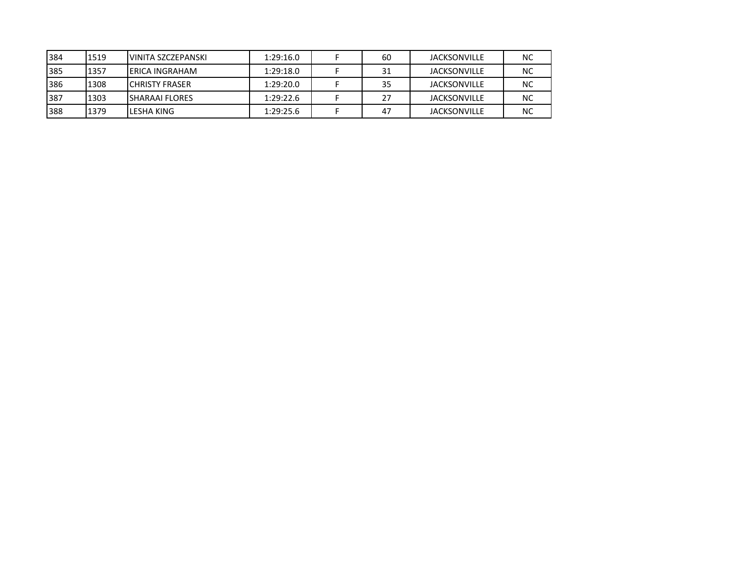| | | | | | | | |
|---|---|---|---|---|---|---|---|
| 384 | 1519 | VINITA SZCZEPANSKI | 1:29:16.0 | F | 60 | JACKSONVILLE | NC |
| 385 | 1357 | ERICA INGRAHAM | 1:29:18.0 | F | 31 | JACKSONVILLE | NC |
| 386 | 1308 | CHRISTY FRASER | 1:29:20.0 | F | 35 | JACKSONVILLE | NC |
| 387 | 1303 | SHARAAI FLORES | 1:29:22.6 | F | 27 | JACKSONVILLE | NC |
| 388 | 1379 | LESHA KING | 1:29:25.6 | F | 47 | JACKSONVILLE | NC |